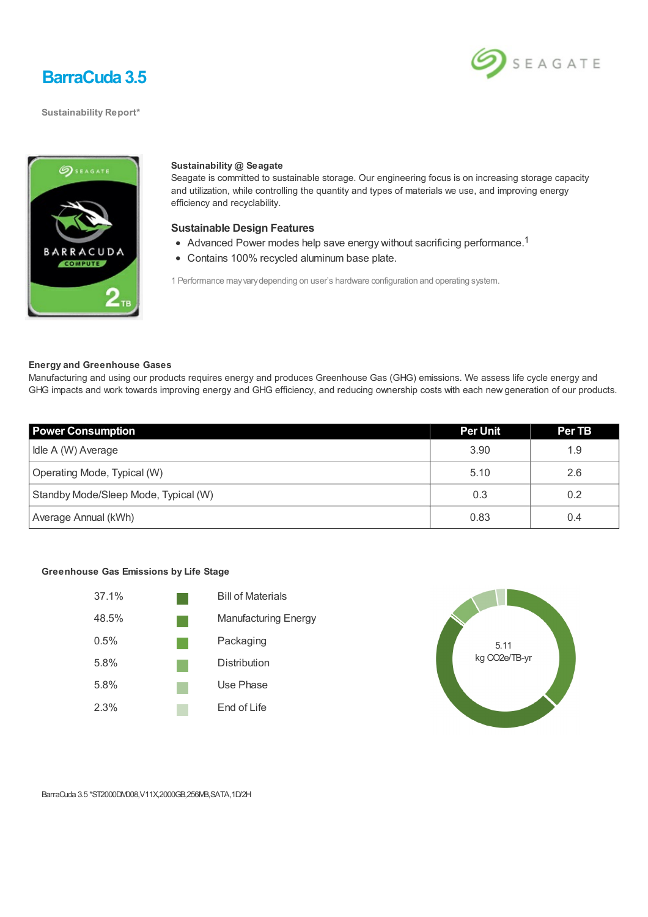# BarraCuda 3.5

Sustainability Report*

**Sustainability @ Seagate**

Seagate is committed to sustainable storage. Our engineering focus is on increasing storage capacity and utilization, while controlling the quantity and types of materials we use, and improving energy efficiency and recyclability.

## Sustainable Design Features

- Advanced Power modes help save energy without sacrificing performance.[1]
- Contains 100% recycled aluminum base plate.

1 Performance may vary depending on user's hardware configuration and operating system.

**Energy and Greenhouse Gases**

Manufacturing and using our products requires energy and produces Greenhouse Gas (GHG) emissions. We assess life cycle energy and GHG impacts and work towards improving energy and GHG efficiency, and reducing ownership costs with each new generation of our products.

| Power Consumption | Per Unit | Per TB |
|---|---|---|
| Idle A (W) Average | 3.90 | 1.9 |
| Operating Mode, Typical (W) | 5.10 | 2.6 |
| Standby Mode/Sleep Mode, Typical (W) | 0.3 | 0.2 |
| Average Annual (kWh) | 0.83 | 0.4 |

**Greenhouse Gas Emissions by Life Stage**

| | |
|---|---|
| 37.1% | Bill of Materials |
| 48.5% | Manufacturing Energy |
| 0.5% | Packaging |
| 5.8% | Distribution |
| 5.8% | Use Phase |
| 2.3% | End of Life |

5.11 kg CO2e/TB-yr

BarraCuda 3.5 *ST2000DM008,V11X,2000GB,256MB,SATA,1D/2H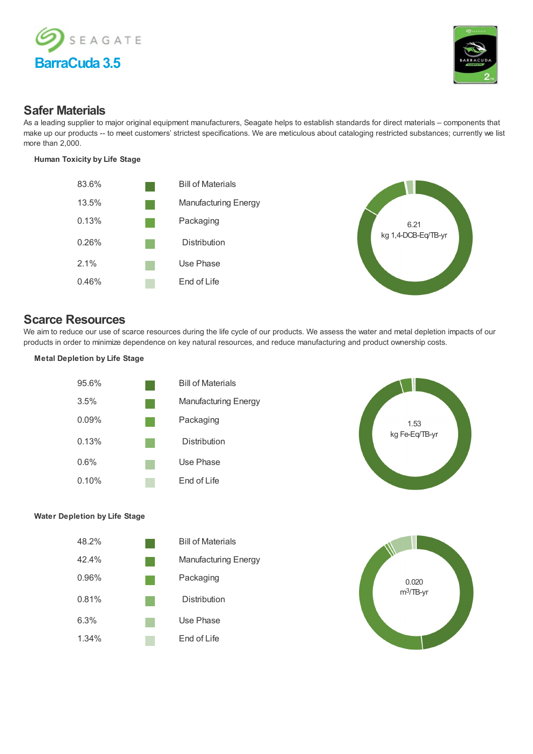# Seagate

## BarraCuda 3.5

## Safer Materials

As a leading supplier to major original equipment manufacturers, Seagate helps to establish standards for direct materials – components that make up our products -- to meet customers' strictest specifications. We are meticulous about cataloging restricted substances; currently we list more than 2,000.

**Human Toxicity by Life Stage**

| % | Life Stage |
|---|---|
| 83.6% | Bill of Materials |
| 13.5% | Manufacturing Energy |
| 0.13% | Packaging |
| 0.26% | Distribution |
| 2.1% | Use Phase |
| 0.46% | End of Life |

6.21 kg 1,4-DCB-Eq/TB-yr

## Scarce Resources

We aim to reduce our use of scarce resources during the life cycle of our products. We assess the water and metal depletion impacts of our products in order to minimize dependence on key natural resources, and reduce manufacturing and product ownership costs.

**Metal Depletion by Life Stage**

| % | Life Stage |
|---|---|
| 95.6% | Bill of Materials |
| 3.5% | Manufacturing Energy |
| 0.09% | Packaging |
| 0.13% | Distribution |
| 0.6% | Use Phase |
| 0.10% | End of Life |

1.53 kg Fe-Eq/TB-yr

**Water Depletion by Life Stage**

| % | Life Stage |
|---|---|
| 48.2% | Bill of Materials |
| 42.4% | Manufacturing Energy |
| 0.96% | Packaging |
| 0.81% | Distribution |
| 6.3% | Use Phase |
| 1.34% | End of Life |

0.020 $m^3$/TB-yr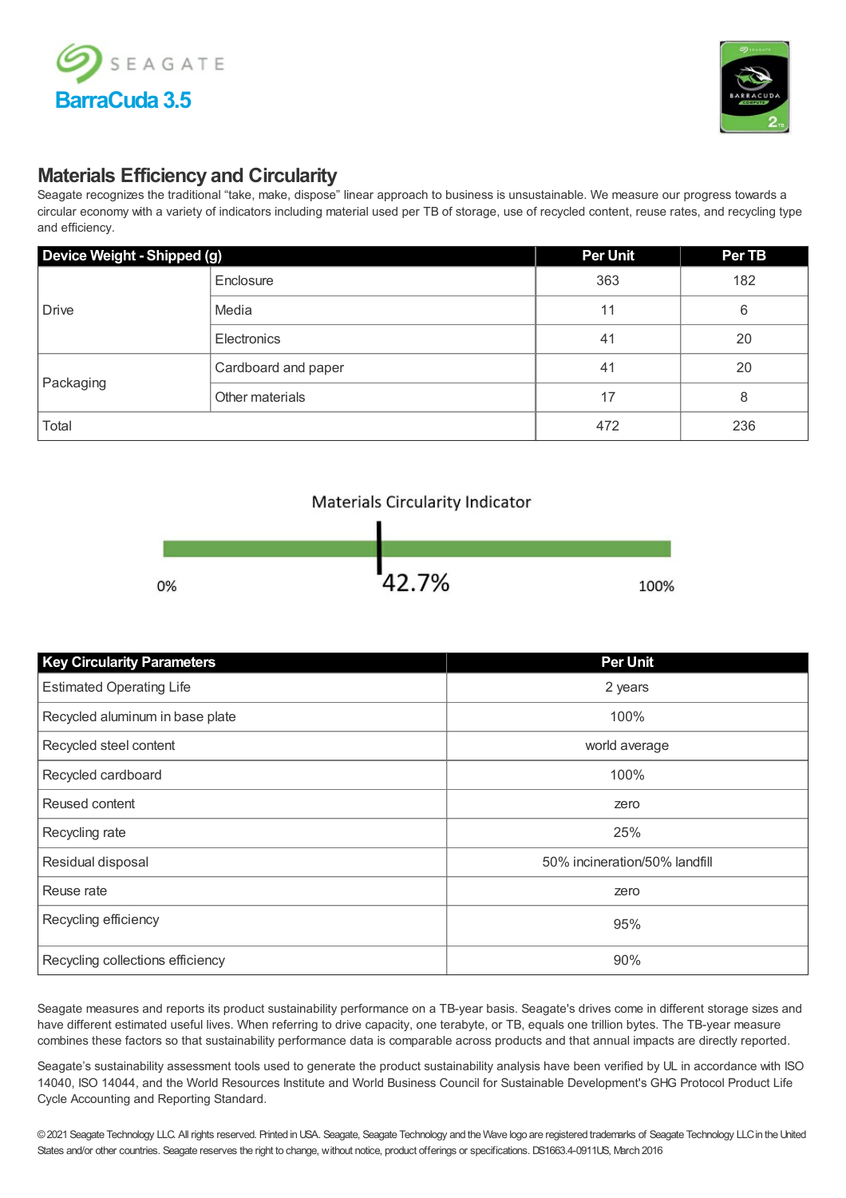SEAGATE

# BarraCuda 3.5

## Materials Efficiency and Circularity

Seagate recognizes the traditional “take, make, dispose” linear approach to business is unsustainable. We measure our progress towards a circular economy with a variety of indicators including material used per TB of storage, use of recycled content, reuse rates, and recycling type and efficiency.

| Device Weight - Shipped (g) | | Per Unit | Per TB |
|---|---|---|---|
| Drive | Enclosure | 363 | 182 |
| | Media | 11 | 6 |
| | Electronics | 41 | 20 |
| Packaging | Cardboard and paper | 41 | 20 |
| | Other materials | 17 | 8 |
| Total | | 472 | 236 |

Materials Circularity Indicator

0%

42.7%

100%

| Key Circularity Parameters | Per Unit |
|---|---|
| Estimated Operating Life | 2 years |
| Recycled aluminum in base plate | 100% |
| Recycled steel content | world average |
| Recycled cardboard | 100% |
| Reused content | zero |
| Recycling rate | 25% |
| Residual disposal | 50% incineration/50% landfill |
| Reuse rate | zero |
| Recycling efficiency | 95% |
| Recycling collections efficiency | 90% |

Seagate measures and reports its product sustainability performance on a TB-year basis. Seagate's drives come in different storage sizes and have different estimated useful lives. When referring to drive capacity, one terabyte, or TB, equals one trillion bytes. The TB-year measure combines these factors so that sustainability performance data is comparable across products and that annual impacts are directly reported.

Seagate’s sustainability assessment tools used to generate the product sustainability analysis have been verified by UL in accordance with ISO 14040, ISO 14044, and the World Resources Institute and World Business Council for Sustainable Development's GHG Protocol Product Life Cycle Accounting and Reporting Standard.

© 2021 Seagate Technology LLC. All rights reserved. Printed in USA. Seagate, Seagate Technology and the Wave logo are registered trademarks of Seagate Technology LLC in the United States and/or other countries. Seagate reserves the right to change, without notice, product offerings or specifications. DS1663.4-0911US, March 2016